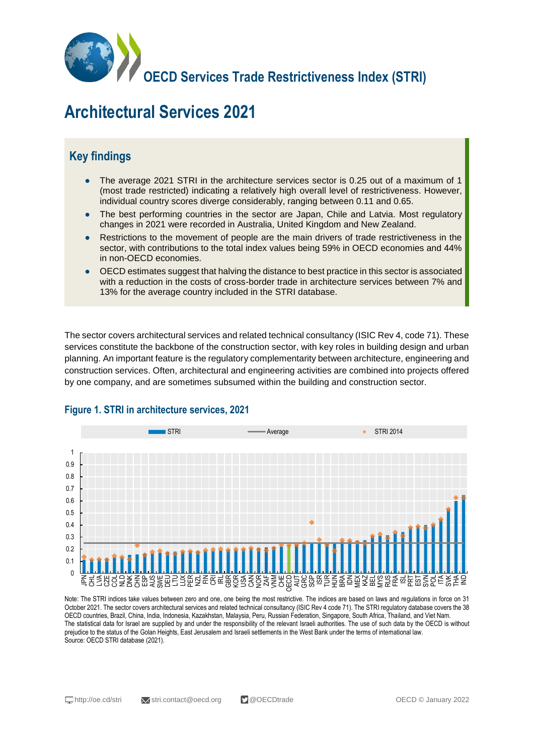# OECD Services Trade Restrictiveness Index (STRI)

# Architectural Services 2021

## Key findings

- The average 2021 STRI in the architecture services sector is 0.25 out of a maximum of 1 (most trade restricted) indicating a relatively high overall level of restrictiveness. However, individual country scores diverge considerably, ranging between 0.11 and 0.65.
- The best performing countries in the sector are Japan, Chile and Latvia. Most regulatory changes in 2021 were recorded in Australia, United Kingdom and New Zealand.
- Restrictions to the movement of people are the main drivers of trade restrictiveness in the sector, with contributions to the total index values being 59% in OECD economies and 44% in non-OECD economies.
- OECD estimates suggest that halving the distance to best practice in this sector is associated with a reduction in the costs of cross-border trade in architecture services between 7% and 13% for the average country included in the STRI database.

The sector covers architectural services and related technical consultancy (ISIC Rev 4, code 71). These services constitute the backbone of the construction sector, with key roles in building design and urban planning. An important feature is the regulatory complementarity between architecture, engineering and construction services. Often, architectural and engineering activities are combined into projects offered by one company, and are sometimes subsumed within the building and construction sector.

### Figure 1. STRI in architecture services, 2021

Note: The STRI indices take values between zero and one, one being the most restrictive. The indices are based on laws and regulations in force on 31 October 2021. The sector covers architectural services and related technical consultancy (ISIC Rev 4 code 71). The STRI regulatory database covers the 38 OECD countries, Brazil, China, India, Indonesia, Kazakhstan, Malaysia, Peru, Russian Federation, Singapore, South Africa, Thailand, and Viet Nam.
The statistical data for Israel are supplied by and under the responsibility of the relevant Israeli authorities. The use of such data by the OECD is without prejudice to the status of the Golan Heights, East Jerusalem and Israeli settlements in the West Bank under the terms of international law.
Source: OECD STRI database (2021).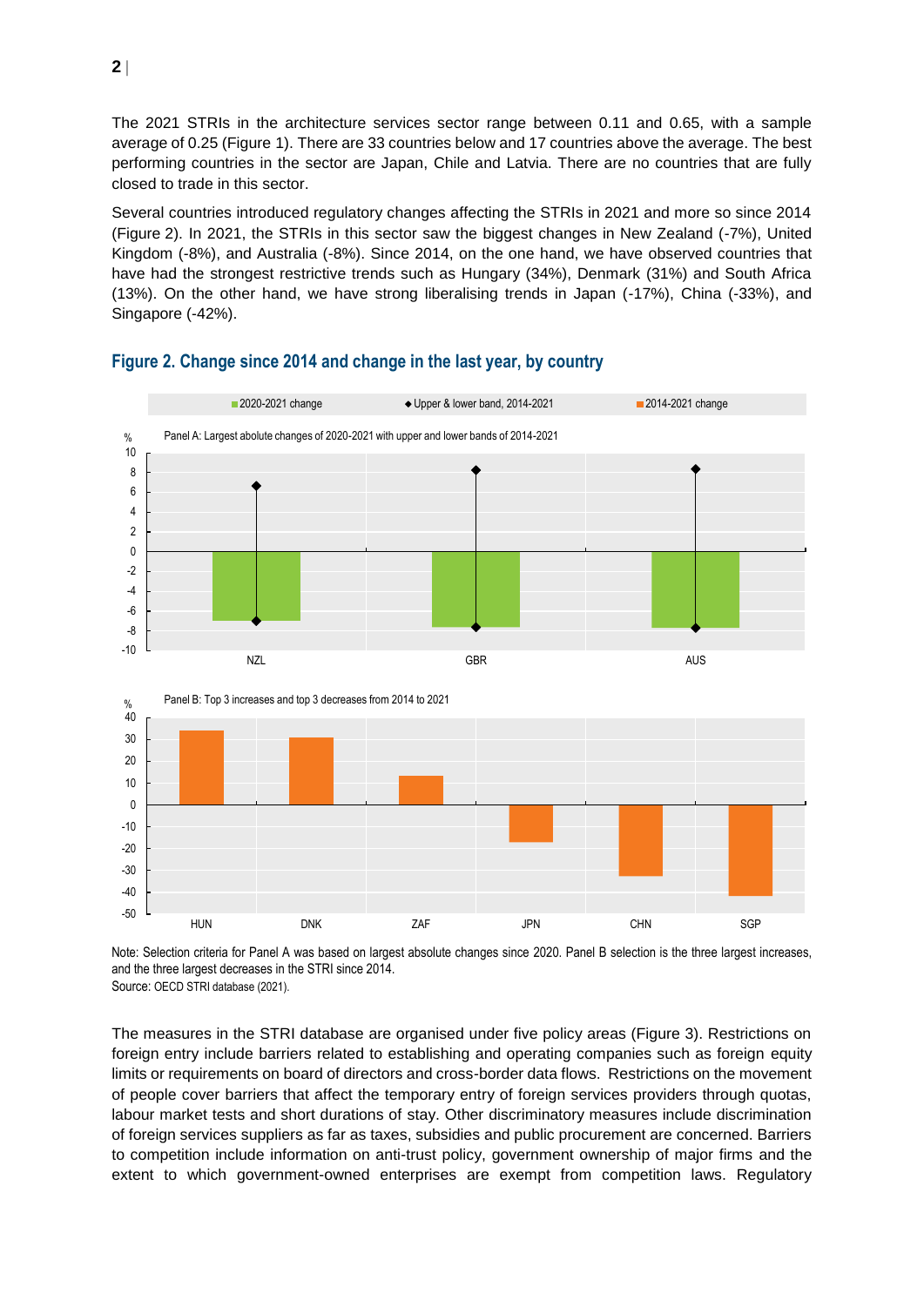The 2021 STRIs in the architecture services sector range between 0.11 and 0.65, with a sample average of 0.25 (Figure 1). There are 33 countries below and 17 countries above the average. The best performing countries in the sector are Japan, Chile and Latvia. There are no countries that are fully closed to trade in this sector.

Several countries introduced regulatory changes affecting the STRIs in 2021 and more so since 2014 (Figure 2). In 2021, the STRIs in this sector saw the biggest changes in New Zealand (-7%), United Kingdom (-8%), and Australia (-8%). Since 2014, on the one hand, we have observed countries that have had the strongest restrictive trends such as Hungary (34%), Denmark (31%) and South Africa (13%). On the other hand, we have strong liberalising trends in Japan (-17%), China (-33%), and Singapore (-42%).

## Figure 2. Change since 2014 and change in the last year, by country

Legend: 2020-2021 change; Upper & lower band, 2014-2021; 2014-2021 change

Panel A: Largest abolute changes of 2020-2021 with upper and lower bands of 2014-2021

Panel B: Top 3 increases and top 3 decreases from 2014 to 2021

Note: Selection criteria for Panel A was based on largest absolute changes since 2020. Panel B selection is the three largest increases, and the three largest decreases in the STRI since 2014.
Source: OECD STRI database (2021).

The measures in the STRI database are organised under five policy areas (Figure 3). Restrictions on foreign entry include barriers related to establishing and operating companies such as foreign equity limits or requirements on board of directors and cross-border data flows. Restrictions on the movement of people cover barriers that affect the temporary entry of foreign services providers through quotas, labour market tests and short durations of stay. Other discriminatory measures include discrimination of foreign services suppliers as far as taxes, subsidies and public procurement are concerned. Barriers to competition include information on anti-trust policy, government ownership of major firms and the extent to which government-owned enterprises are exempt from competition laws. Regulatory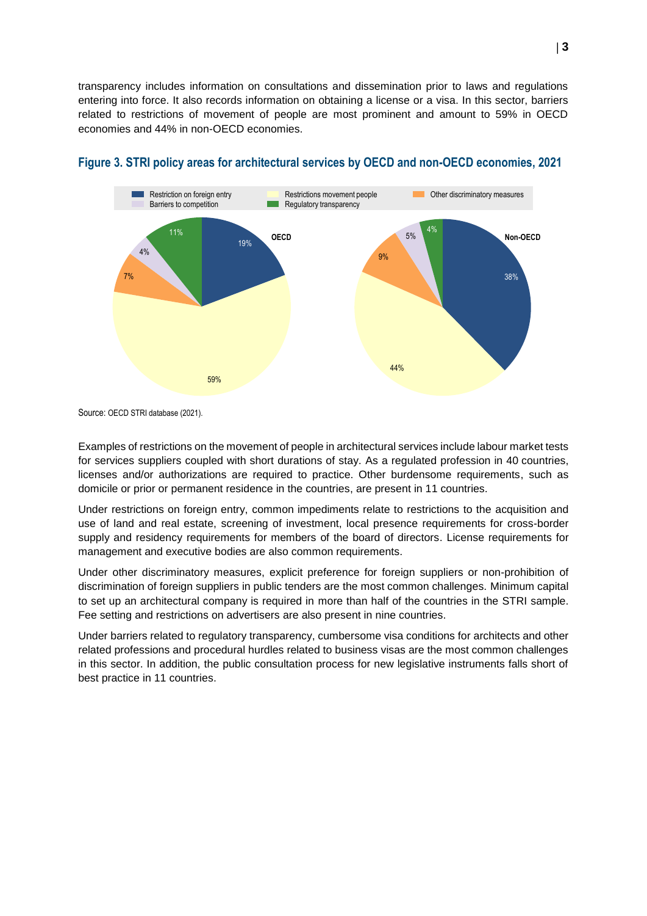transparency includes information on consultations and dissemination prior to laws and regulations entering into force. It also records information on obtaining a license or a visa. In this sector, barriers related to restrictions of movement of people are most prominent and amount to 59% in OECD economies and 44% in non-OECD economies.

**Figure 3. STRI policy areas for architectural services by OECD and non-OECD economies, 2021**

Source: OECD STRI database (2021).

Examples of restrictions on the movement of people in architectural services include labour market tests for services suppliers coupled with short durations of stay. As a regulated profession in 40 countries, licenses and/or authorizations are required to practice. Other burdensome requirements, such as domicile or prior or permanent residence in the countries, are present in 11 countries.

Under restrictions on foreign entry, common impediments relate to restrictions to the acquisition and use of land and real estate, screening of investment, local presence requirements for cross-border supply and residency requirements for members of the board of directors. License requirements for management and executive bodies are also common requirements.

Under other discriminatory measures, explicit preference for foreign suppliers or non-prohibition of discrimination of foreign suppliers in public tenders are the most common challenges. Minimum capital to set up an architectural company is required in more than half of the countries in the STRI sample. Fee setting and restrictions on advertisers are also present in nine countries.

Under barriers related to regulatory transparency, cumbersome visa conditions for architects and other related professions and procedural hurdles related to business visas are the most common challenges in this sector. In addition, the public consultation process for new legislative instruments falls short of best practice in 11 countries.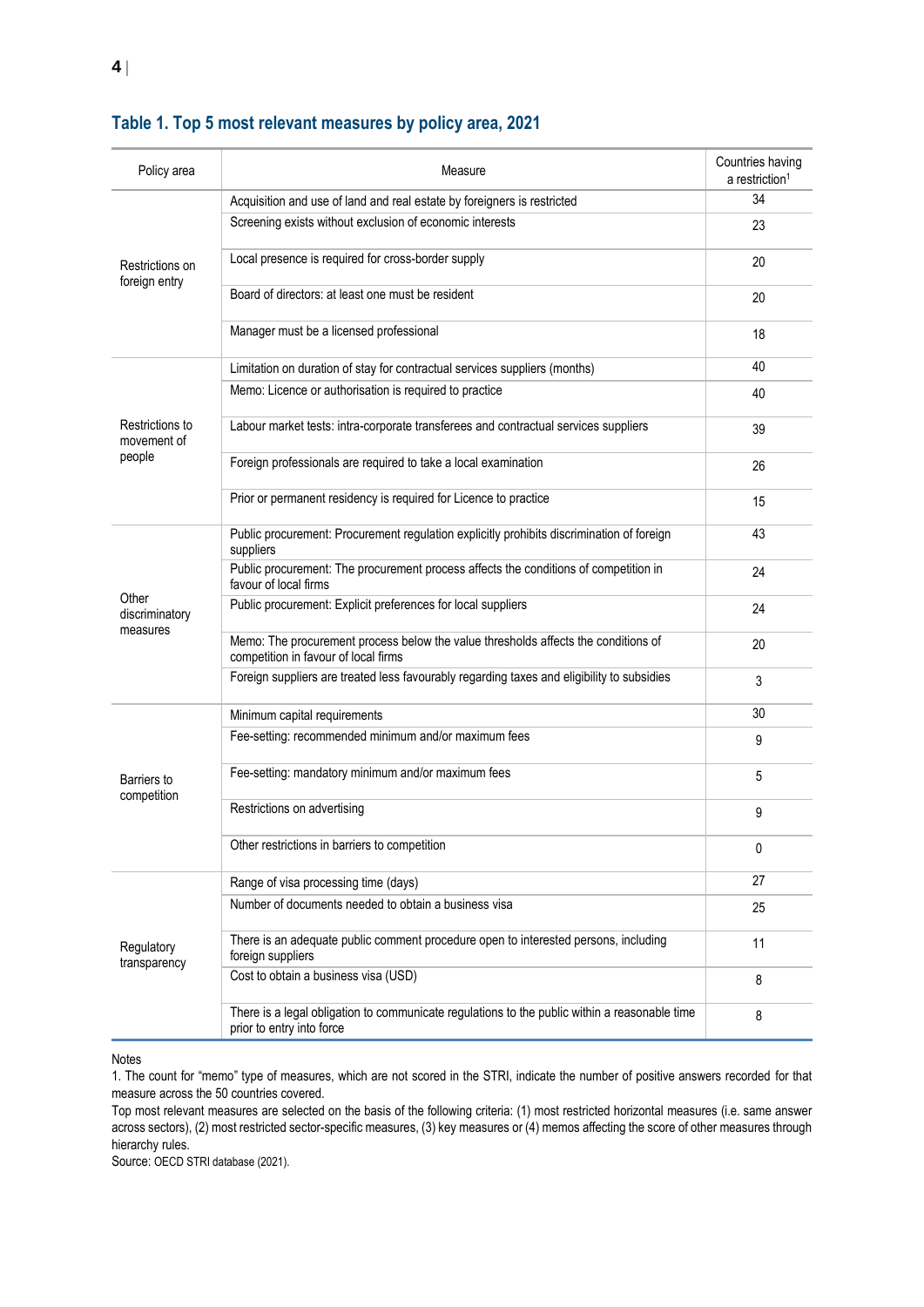### Table 1. Top 5 most relevant measures by policy area, 2021

| Policy area | Measure | Countries having a restriction[1] |
|---|---|---|
| Restrictions on foreign entry | Acquisition and use of land and real estate by foreigners is restricted | 34 |
| | Screening exists without exclusion of economic interests | 23 |
| | Local presence is required for cross-border supply | 20 |
| | Board of directors: at least one must be resident | 20 |
| | Manager must be a licensed professional | 18 |
| Restrictions to movement of people | Limitation on duration of stay for contractual services suppliers (months) | 40 |
| | Memo: Licence or authorisation is required to practice | 40 |
| | Labour market tests: intra-corporate transferees and contractual services suppliers | 39 |
| | Foreign professionals are required to take a local examination | 26 |
| | Prior or permanent residency is required for Licence to practice | 15 |
| Other discriminatory measures | Public procurement: Procurement regulation explicitly prohibits discrimination of foreign suppliers | 43 |
| | Public procurement: The procurement process affects the conditions of competition in favour of local firms | 24 |
| | Public procurement: Explicit preferences for local suppliers | 24 |
| | Memo: The procurement process below the value thresholds affects the conditions of competition in favour of local firms | 20 |
| | Foreign suppliers are treated less favourably regarding taxes and eligibility to subsidies | 3 |
| Barriers to competition | Minimum capital requirements | 30 |
| | Fee-setting: recommended minimum and/or maximum fees | 9 |
| | Fee-setting: mandatory minimum and/or maximum fees | 5 |
| | Restrictions on advertising | 9 |
| | Other restrictions in barriers to competition | 0 |
| Regulatory transparency | Range of visa processing time (days) | 27 |
| | Number of documents needed to obtain a business visa | 25 |
| | There is an adequate public comment procedure open to interested persons, including foreign suppliers | 11 |
| | Cost to obtain a business visa (USD) | 8 |
| | There is a legal obligation to communicate regulations to the public within a reasonable time prior to entry into force | 8 |

Notes

1. The count for "memo" type of measures, which are not scored in the STRI, indicate the number of positive answers recorded for that measure across the 50 countries covered.

Top most relevant measures are selected on the basis of the following criteria: (1) most restricted horizontal measures (i.e. same answer across sectors), (2) most restricted sector-specific measures, (3) key measures or (4) memos affecting the score of other measures through hierarchy rules.

Source: OECD STRI database (2021).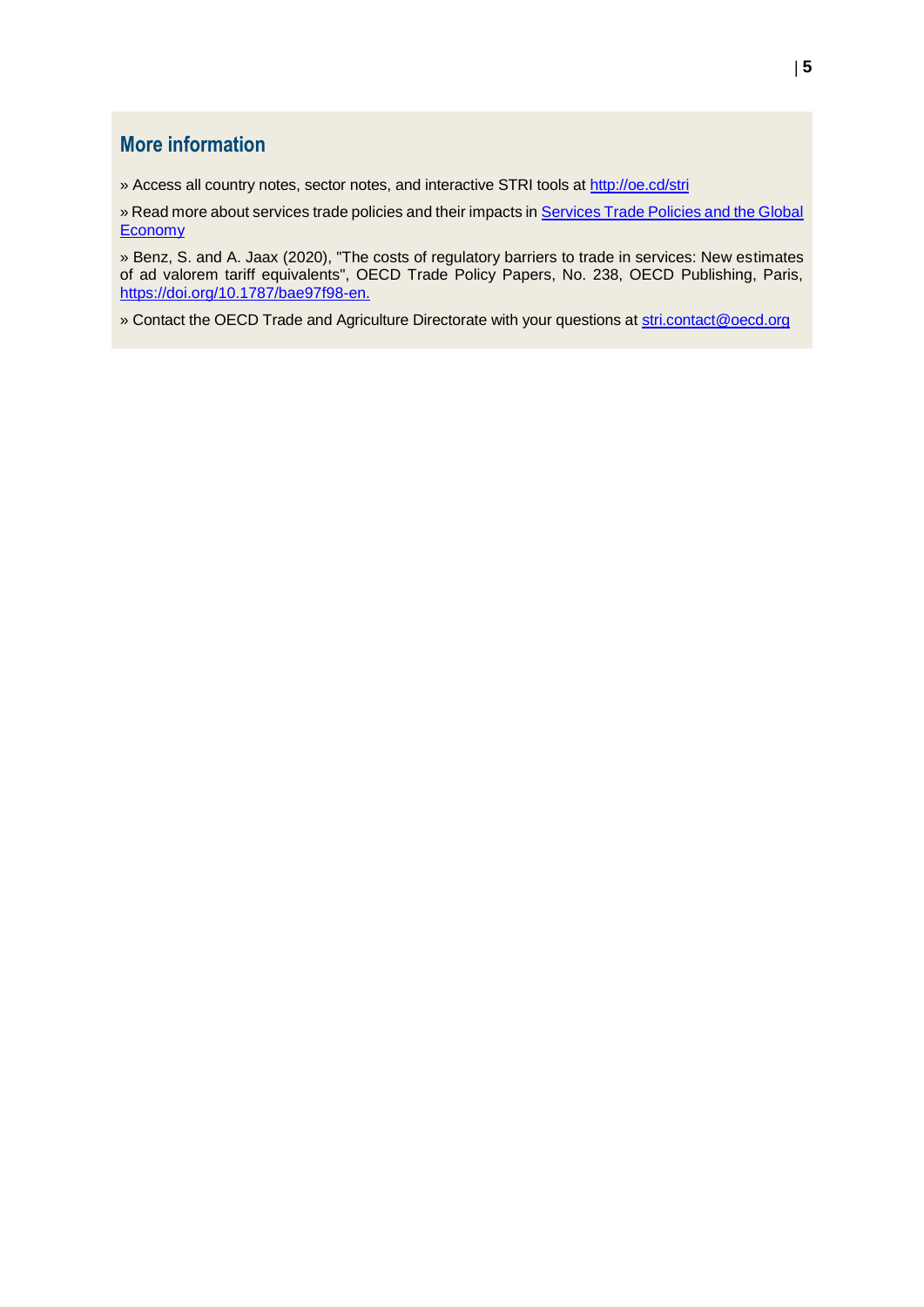## More information

» Access all country notes, sector notes, and interactive STRI tools at [http://oe.cd/stri](http://oe.cd/stri)

» Read more about services trade policies and their impacts in [Services Trade Policies and the Global Economy]()

» Benz, S. and A. Jaax (2020), "The costs of regulatory barriers to trade in services: New estimates of ad valorem tariff equivalents", OECD Trade Policy Papers, No. 238, OECD Publishing, Paris, [https://doi.org/10.1787/bae97f98-en.](https://doi.org/10.1787/bae97f98-en)

» Contact the OECD Trade and Agriculture Directorate with your questions at [stri.contact@oecd.org](mailto:stri.contact@oecd.org)